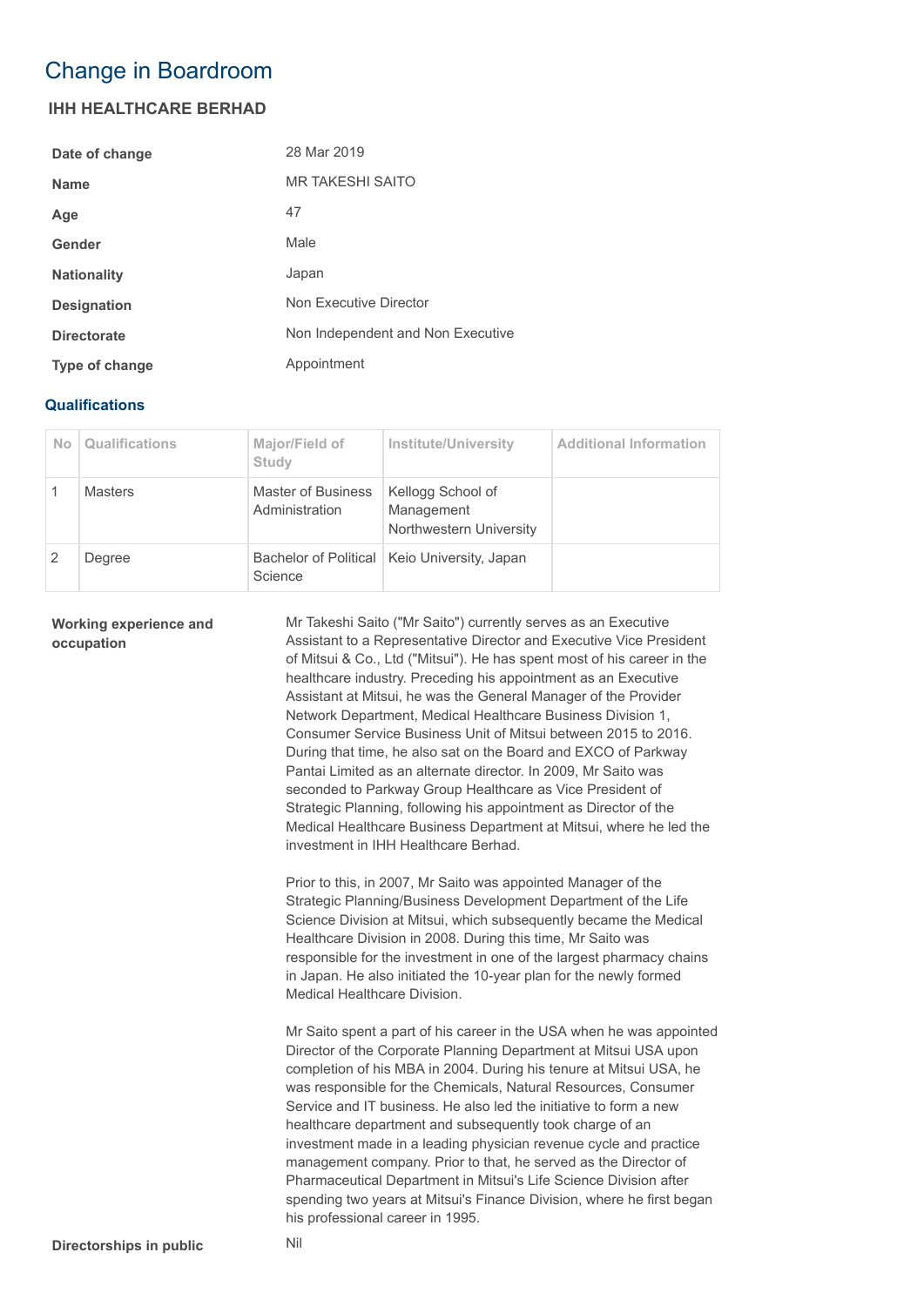# Change in Boardroom

## IHH HEALTHCARE BERHAD

| | |
|---|---|
| **Date of change** | 28 Mar 2019 |
| **Name** | MR TAKESHI SAITO |
| **Age** | 47 |
| **Gender** | Male |
| **Nationality** | Japan |
| **Designation** | Non Executive Director |
| **Directorate** | Non Independent and Non Executive |
| **Type of change** | Appointment |

### Qualifications

| No | Qualifications | Major/Field of Study | Institute/University | Additional Information |
|---|---|---|---|---|
| 1 | Masters | Master of Business Administration | Kellogg School of Management Northwestern University | |
| 2 | Degree | Bachelor of Political Science | Keio University, Japan | |

**Working experience and occupation**

Mr Takeshi Saito ("Mr Saito") currently serves as an Executive Assistant to a Representative Director and Executive Vice President of Mitsui & Co., Ltd ("Mitsui"). He has spent most of his career in the healthcare industry. Preceding his appointment as an Executive Assistant at Mitsui, he was the General Manager of the Provider Network Department, Medical Healthcare Business Division 1, Consumer Service Business Unit of Mitsui between 2015 to 2016. During that time, he also sat on the Board and EXCO of Parkway Pantai Limited as an alternate director. In 2009, Mr Saito was seconded to Parkway Group Healthcare as Vice President of Strategic Planning, following his appointment as Director of the Medical Healthcare Business Department at Mitsui, where he led the investment in IHH Healthcare Berhad.

Prior to this, in 2007, Mr Saito was appointed Manager of the Strategic Planning/Business Development Department of the Life Science Division at Mitsui, which subsequently became the Medical Healthcare Division in 2008. During this time, Mr Saito was responsible for the investment in one of the largest pharmacy chains in Japan. He also initiated the 10-year plan for the newly formed Medical Healthcare Division.

Mr Saito spent a part of his career in the USA when he was appointed Director of the Corporate Planning Department at Mitsui USA upon completion of his MBA in 2004. During his tenure at Mitsui USA, he was responsible for the Chemicals, Natural Resources, Consumer Service and IT business. He also led the initiative to form a new healthcare department and subsequently took charge of an investment made in a leading physician revenue cycle and practice management company. Prior to that, he served as the Director of Pharmaceutical Department in Mitsui's Life Science Division after spending two years at Mitsui's Finance Division, where he first began his professional career in 1995.

**Directorships in public**

Nil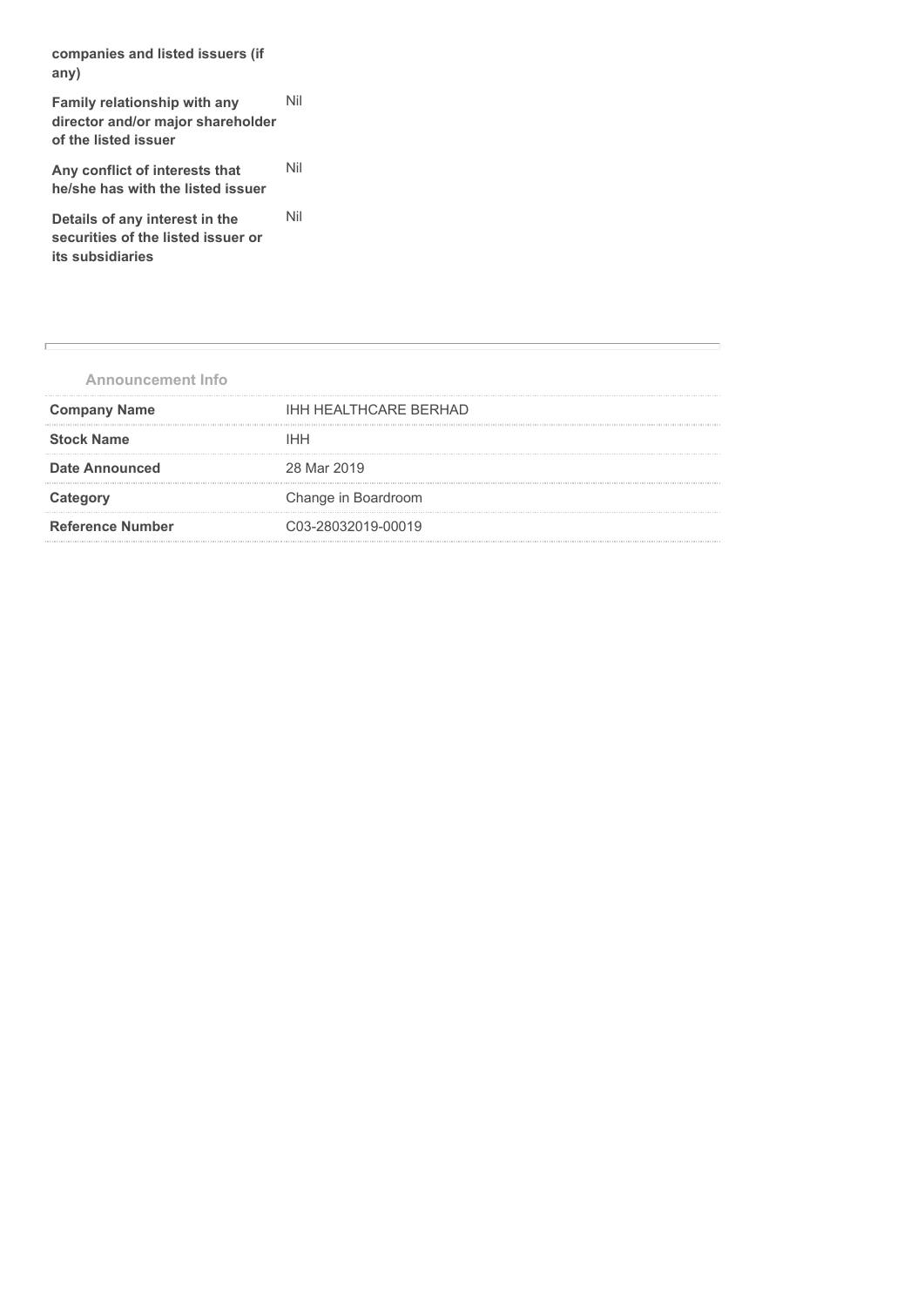| | |
|---|---|
| **companies and listed issuers (if any)** | |
| **Family relationship with any director and/or major shareholder of the listed issuer** | Nil |
| **Any conflict of interests that he/she has with the listed issuer** | Nil |
| **Details of any interest in the securities of the listed issuer or its subsidiaries** | Nil |

**Announcement Info**

| | |
|---|---|
| **Company Name** | IHH HEALTHCARE BERHAD |
| **Stock Name** | IHH |
| **Date Announced** | 28 Mar 2019 |
| **Category** | Change in Boardroom |
| **Reference Number** | C03-28032019-00019 |